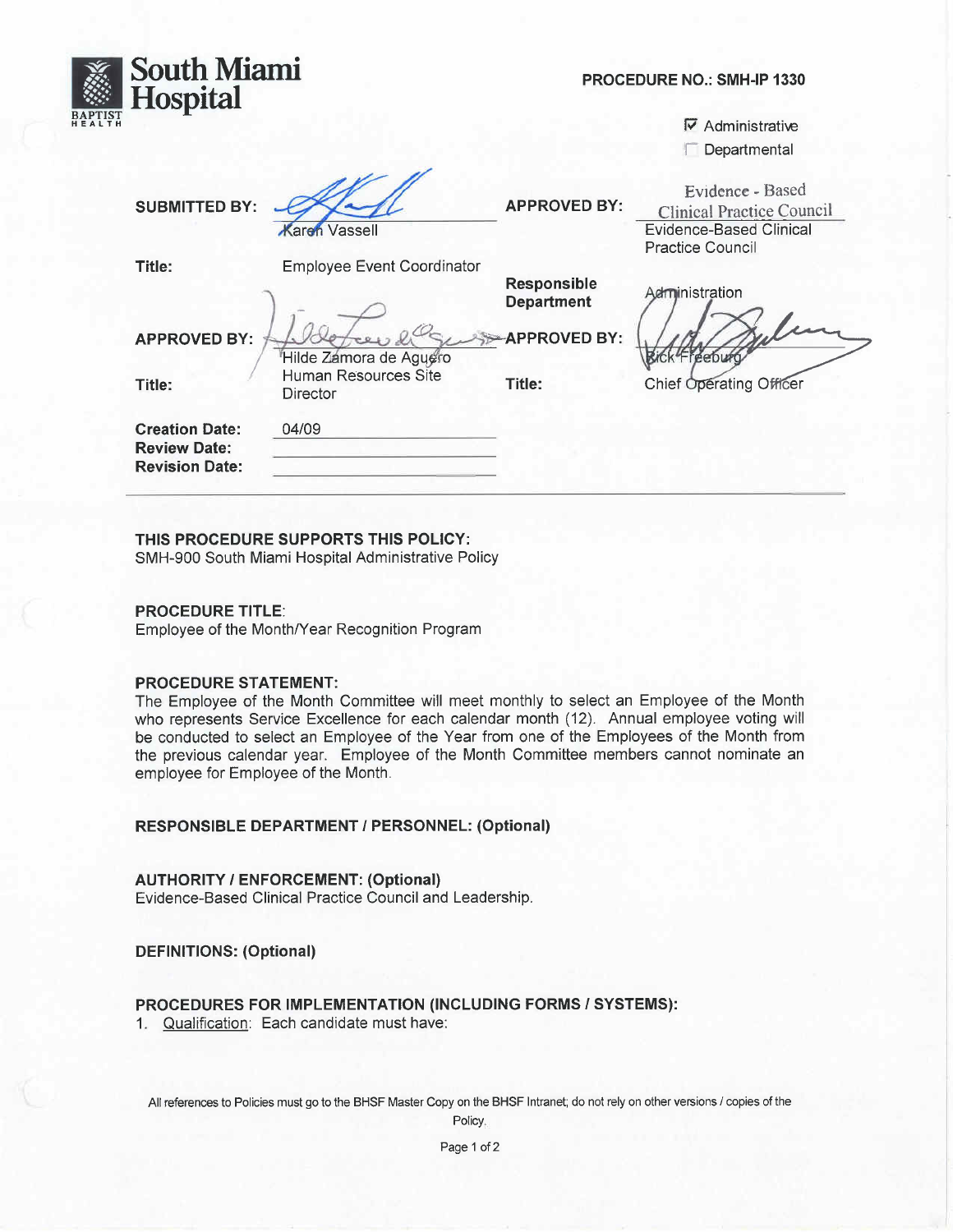# South Miami Hospital

BAPTIST HEALTH

**PROCEDURE NO.: SMH-IP 1330**

☑ Administrative
☐ Departmental

| | | | |
|---|---|---|---|
| **SUBMITTED BY:** | Karen Vassell | **APPROVED BY:** | Evidence-Based Clinical Practice Council |
| **Title:** | Employee Event Coordinator | **Responsible Department** | Administration |
| **APPROVED BY:** | Hilde Zamora de Aguero | **APPROVED BY:** | Rick Freeburg |
| **Title:** | Human Resources Site Director | **Title:** | Chief Operating Officer |
| **Creation Date:** | 04/09 | | |
| **Review Date:** | | | |
| **Revision Date:** | | | |

**THIS PROCEDURE SUPPORTS THIS POLICY:**
SMH-900 South Miami Hospital Administrative Policy

**PROCEDURE TITLE:**
Employee of the Month/Year Recognition Program

**PROCEDURE STATEMENT:**
The Employee of the Month Committee will meet monthly to select an Employee of the Month who represents Service Excellence for each calendar month (12). Annual employee voting will be conducted to select an Employee of the Year from one of the Employees of the Month from the previous calendar year. Employee of the Month Committee members cannot nominate an employee for Employee of the Month.

**RESPONSIBLE DEPARTMENT / PERSONNEL: (Optional)**

**AUTHORITY / ENFORCEMENT: (Optional)**
Evidence-Based Clinical Practice Council and Leadership.

**DEFINITIONS: (Optional)**

**PROCEDURES FOR IMPLEMENTATION (INCLUDING FORMS / SYSTEMS):**

1. Qualification: Each candidate must have:

All references to Policies must go to the BHSF Master Copy on the BHSF Intranet; do not rely on other versions / copies of the Policy.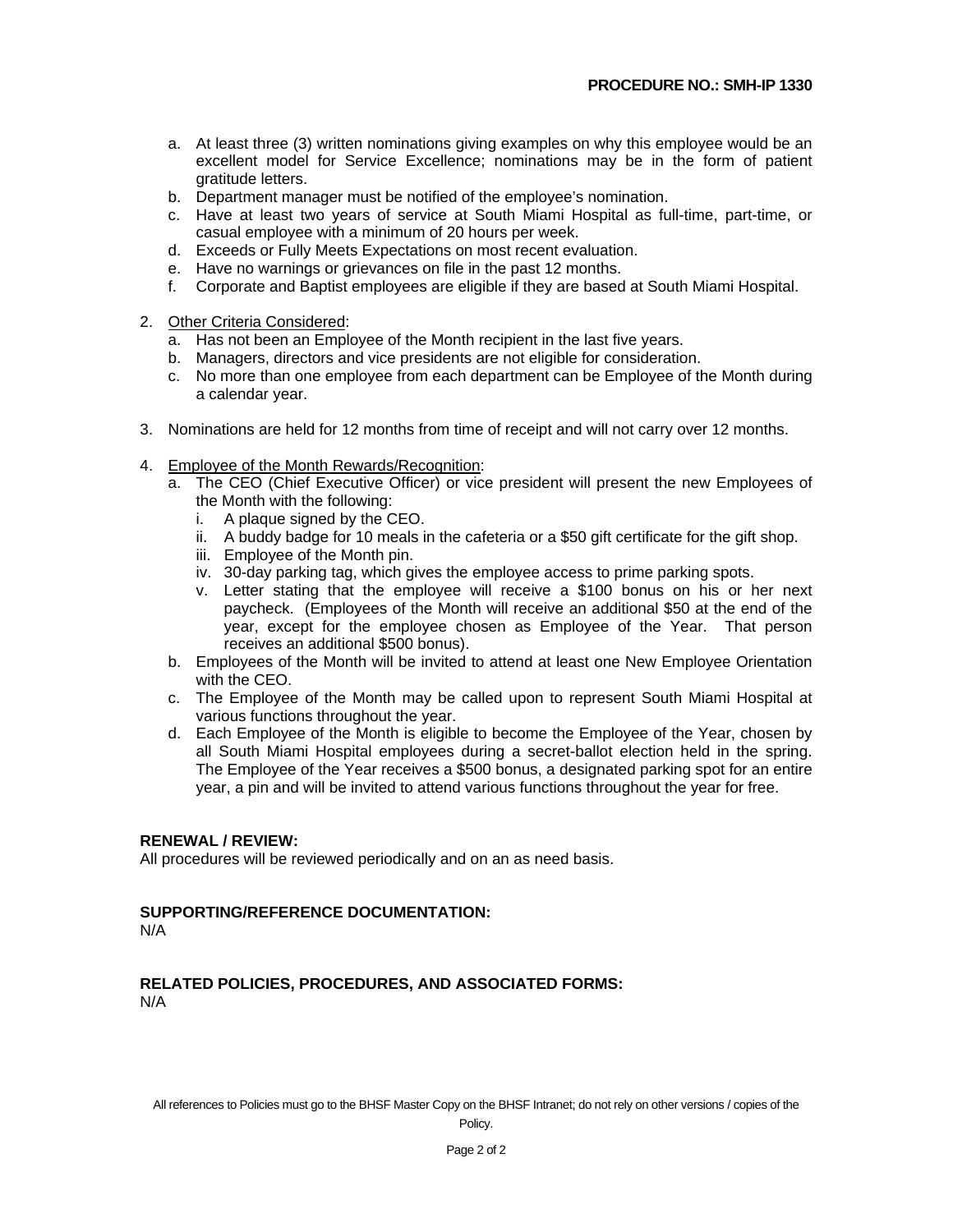a. At least three (3) written nominations giving examples on why this employee would be an excellent model for Service Excellence; nominations may be in the form of patient gratitude letters.
b. Department manager must be notified of the employee's nomination.
c. Have at least two years of service at South Miami Hospital as full-time, part-time, or casual employee with a minimum of 20 hours per week.
d. Exceeds or Fully Meets Expectations on most recent evaluation.
e. Have no warnings or grievances on file in the past 12 months.
f. Corporate and Baptist employees are eligible if they are based at South Miami Hospital.

2. Other Criteria Considered:
   a. Has not been an Employee of the Month recipient in the last five years.
   b. Managers, directors and vice presidents are not eligible for consideration.
   c. No more than one employee from each department can be Employee of the Month during a calendar year.

3. Nominations are held for 12 months from time of receipt and will not carry over 12 months.

4. Employee of the Month Rewards/Recognition:
   a. The CEO (Chief Executive Officer) or vice president will present the new Employees of the Month with the following:
      i. A plaque signed by the CEO.
      ii. A buddy badge for 10 meals in the cafeteria or a $50 gift certificate for the gift shop.
      iii. Employee of the Month pin.
      iv. 30-day parking tag, which gives the employee access to prime parking spots.
      v. Letter stating that the employee will receive a $100 bonus on his or her next paycheck. (Employees of the Month will receive an additional $50 at the end of the year, except for the employee chosen as Employee of the Year. That person receives an additional $500 bonus).
   b. Employees of the Month will be invited to attend at least one New Employee Orientation with the CEO.
   c. The Employee of the Month may be called upon to represent South Miami Hospital at various functions throughout the year.
   d. Each Employee of the Month is eligible to become the Employee of the Year, chosen by all South Miami Hospital employees during a secret-ballot election held in the spring. The Employee of the Year receives a $500 bonus, a designated parking spot for an entire year, a pin and will be invited to attend various functions throughout the year for free.

**RENEWAL / REVIEW:**
All procedures will be reviewed periodically and on an as need basis.

**SUPPORTING/REFERENCE DOCUMENTATION:**
N/A

**RELATED POLICIES, PROCEDURES, AND ASSOCIATED FORMS:**
N/A

All references to Policies must go to the BHSF Master Copy on the BHSF Intranet; do not rely on other versions / copies of the Policy.